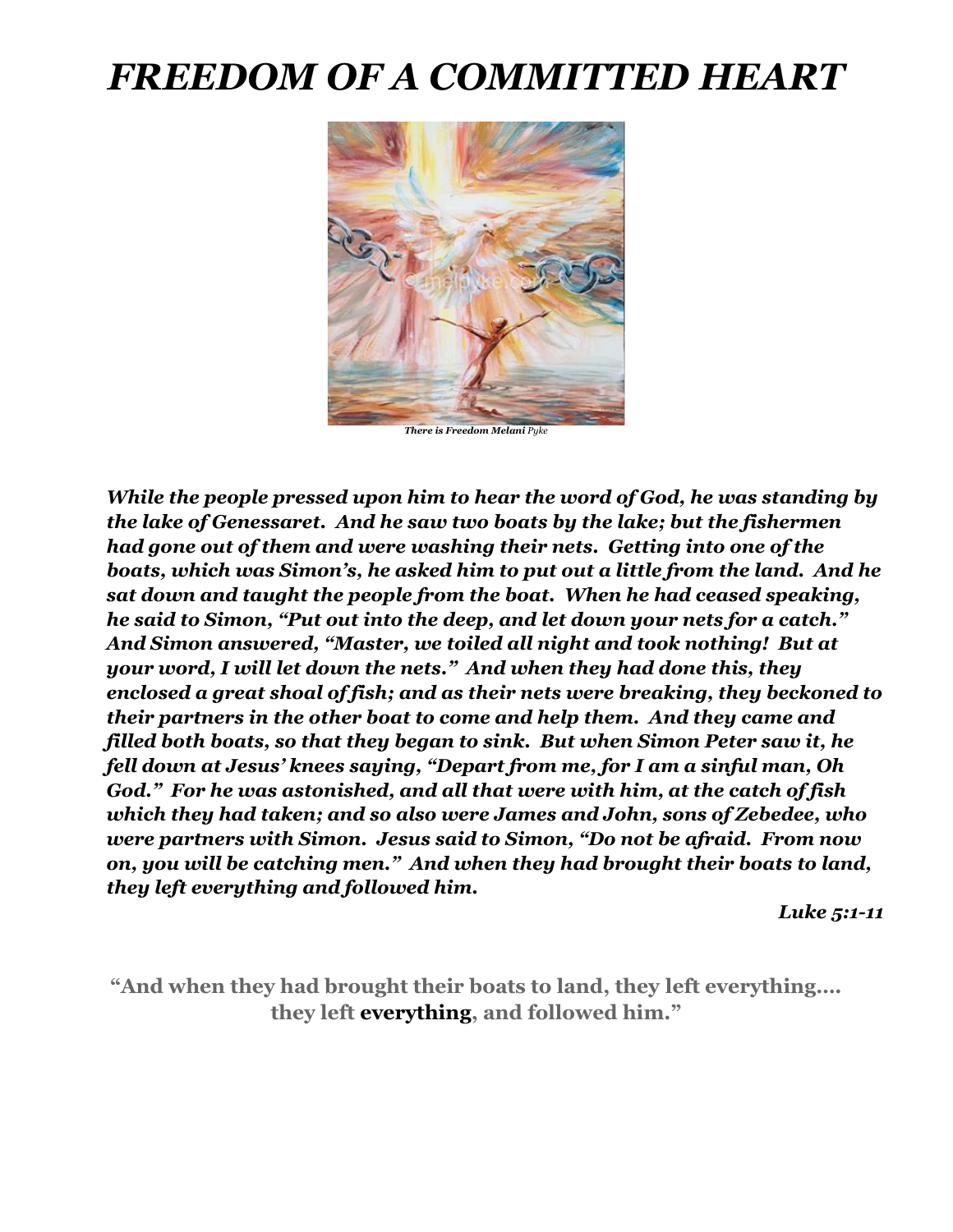# *FREEDOM OF A COMMITTED HEART*

***There is Freedom Melani** Pyke*

***While the people pressed upon him to hear the word of God, he was standing by the lake of Genessaret. And he saw two boats by the lake; but the fishermen had gone out of them and were washing their nets. Getting into one of the boats, which was Simon's, he asked him to put out a little from the land. And he sat down and taught the people from the boat. When he had ceased speaking, he said to Simon, "Put out into the deep, and let down your nets for a catch." And Simon answered, "Master, we toiled all night and took nothing! But at your word, I will let down the nets." And when they had done this, they enclosed a great shoal of fish; and as their nets were breaking, they beckoned to their partners in the other boat to come and help them. And they came and filled both boats, so that they began to sink. But when Simon Peter saw it, he fell down at Jesus' knees saying, "Depart from me, for I am a sinful man, Oh God." For he was astonished, and all that were with him, at the catch of fish which they had taken; and so also were James and John, sons of Zebedee, who were partners with Simon. Jesus said to Simon, "Do not be afraid. From now on, you will be catching men." And when they had brought their boats to land, they left everything and followed him.***

***Luke 5:1-11***

**"And when they had brought their boats to land, they left everything…. they left everything, and followed him."**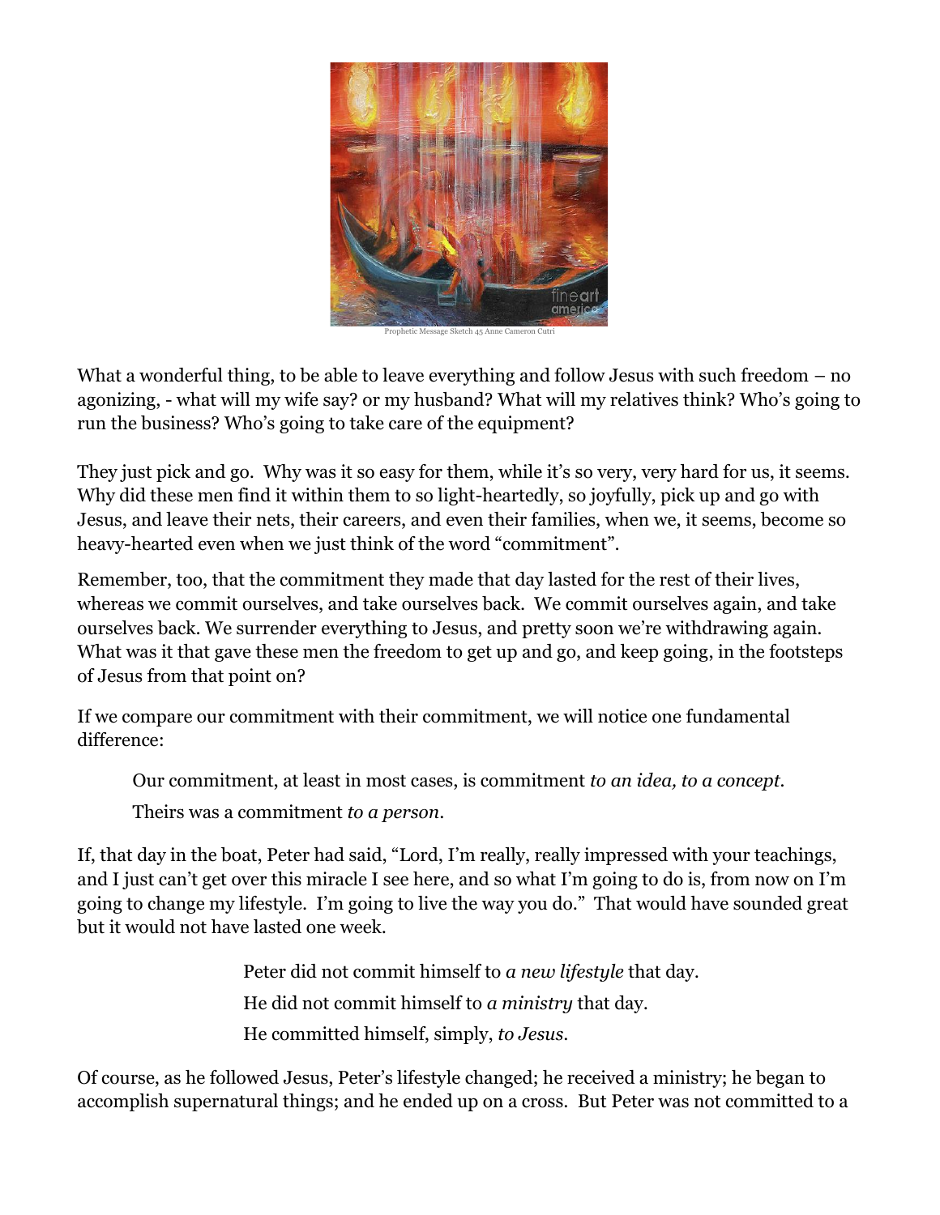Prophetic Message Sketch 45 Anne Cameron Cutri

What a wonderful thing, to be able to leave everything and follow Jesus with such freedom – no agonizing, - what will my wife say? or my husband? What will my relatives think? Who's going to run the business? Who's going to take care of the equipment?

They just pick and go. Why was it so easy for them, while it's so very, very hard for us, it seems. Why did these men find it within them to so light-heartedly, so joyfully, pick up and go with Jesus, and leave their nets, their careers, and even their families, when we, it seems, become so heavy-hearted even when we just think of the word "commitment".

Remember, too, that the commitment they made that day lasted for the rest of their lives, whereas we commit ourselves, and take ourselves back. We commit ourselves again, and take ourselves back. We surrender everything to Jesus, and pretty soon we're withdrawing again. What was it that gave these men the freedom to get up and go, and keep going, in the footsteps of Jesus from that point on?

If we compare our commitment with their commitment, we will notice one fundamental difference:

> Our commitment, at least in most cases, is commitment *to an idea, to a concept.*
>
> Theirs was a commitment *to a person*.

If, that day in the boat, Peter had said, "Lord, I'm really, really impressed with your teachings, and I just can't get over this miracle I see here, and so what I'm going to do is, from now on I'm going to change my lifestyle. I'm going to live the way you do." That would have sounded great but it would not have lasted one week.

> Peter did not commit himself to *a new lifestyle* that day.
>
> He did not commit himself to *a ministry* that day.
>
> He committed himself, simply, *to Jesus*.

Of course, as he followed Jesus, Peter's lifestyle changed; he received a ministry; he began to accomplish supernatural things; and he ended up on a cross. But Peter was not committed to a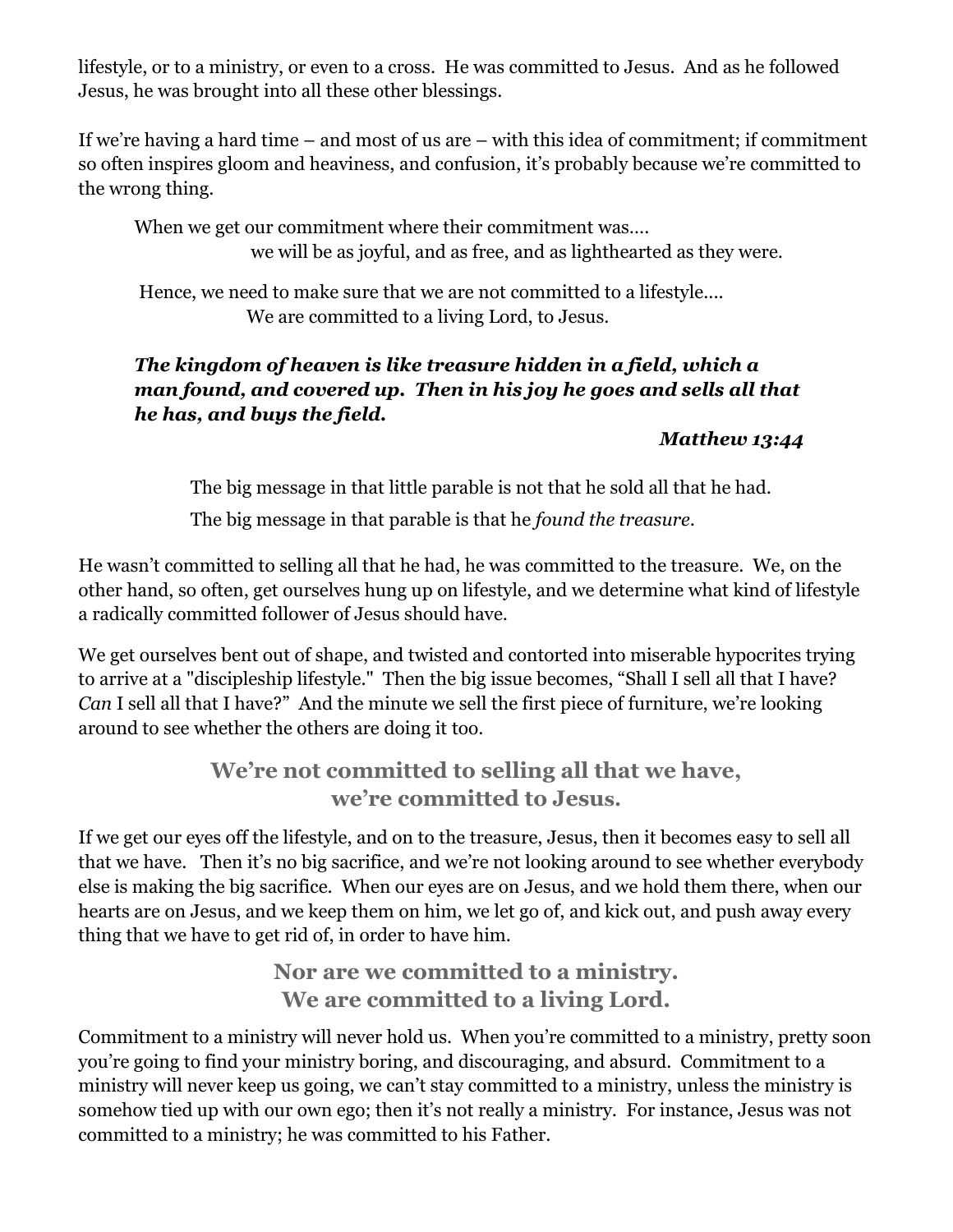lifestyle, or to a ministry, or even to a cross. He was committed to Jesus. And as he followed Jesus, he was brought into all these other blessings.

If we're having a hard time – and most of us are – with this idea of commitment; if commitment so often inspires gloom and heaviness, and confusion, it's probably because we're committed to the wrong thing.

> When we get our commitment where their commitment was….
> we will be as joyful, and as free, and as lighthearted as they were.
>
> Hence, we need to make sure that we are not committed to a lifestyle….
> We are committed to a living Lord, to Jesus.

> ***The kingdom of heaven is like treasure hidden in a field, which a man found, and covered up. Then in his joy he goes and sells all that he has, and buys the field.***
>
> ***Matthew 13:44***

> The big message in that little parable is not that he sold all that he had.
>
> The big message in that parable is that he *found the treasure*.

He wasn't committed to selling all that he had, he was committed to the treasure. We, on the other hand, so often, get ourselves hung up on lifestyle, and we determine what kind of lifestyle a radically committed follower of Jesus should have.

We get ourselves bent out of shape, and twisted and contorted into miserable hypocrites trying to arrive at a "discipleship lifestyle." Then the big issue becomes, "Shall I sell all that I have? *Can* I sell all that I have?" And the minute we sell the first piece of furniture, we're looking around to see whether the others are doing it too.

## We're not committed to selling all that we have, we're committed to Jesus.

If we get our eyes off the lifestyle, and on to the treasure, Jesus, then it becomes easy to sell all that we have. Then it's no big sacrifice, and we're not looking around to see whether everybody else is making the big sacrifice. When our eyes are on Jesus, and we hold them there, when our hearts are on Jesus, and we keep them on him, we let go of, and kick out, and push away every thing that we have to get rid of, in order to have him.

## Nor are we committed to a ministry. We are committed to a living Lord.

Commitment to a ministry will never hold us. When you're committed to a ministry, pretty soon you're going to find your ministry boring, and discouraging, and absurd. Commitment to a ministry will never keep us going, we can't stay committed to a ministry, unless the ministry is somehow tied up with our own ego; then it's not really a ministry. For instance, Jesus was not committed to a ministry; he was committed to his Father.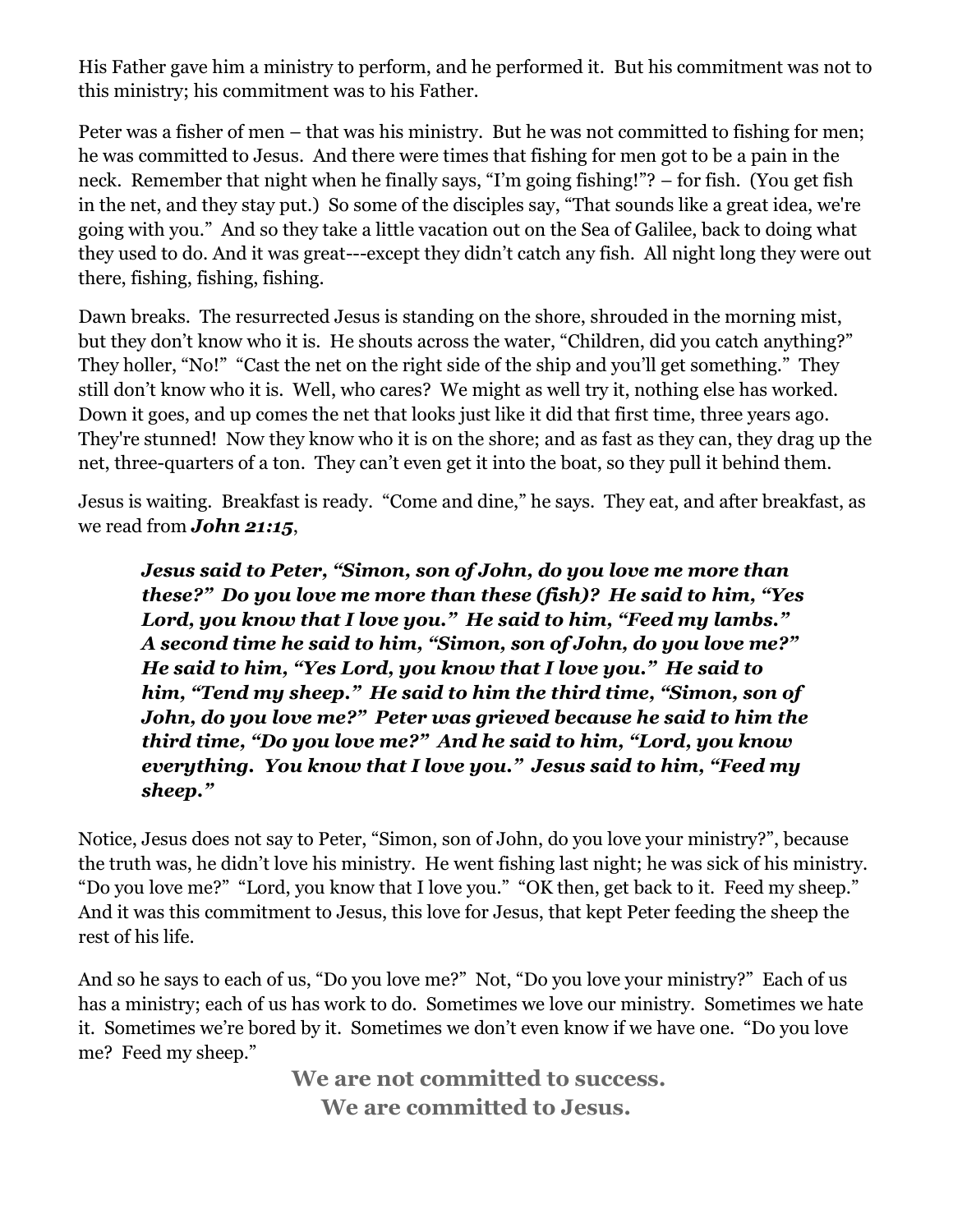His Father gave him a ministry to perform, and he performed it. But his commitment was not to this ministry; his commitment was to his Father.

Peter was a fisher of men – that was his ministry. But he was not committed to fishing for men; he was committed to Jesus. And there were times that fishing for men got to be a pain in the neck. Remember that night when he finally says, "I'm going fishing!"? – for fish. (You get fish in the net, and they stay put.) So some of the disciples say, "That sounds like a great idea, we're going with you." And so they take a little vacation out on the Sea of Galilee, back to doing what they used to do. And it was great---except they didn't catch any fish. All night long they were out there, fishing, fishing, fishing.

Dawn breaks. The resurrected Jesus is standing on the shore, shrouded in the morning mist, but they don't know who it is. He shouts across the water, "Children, did you catch anything?" They holler, "No!" "Cast the net on the right side of the ship and you'll get something." They still don't know who it is. Well, who cares? We might as well try it, nothing else has worked. Down it goes, and up comes the net that looks just like it did that first time, three years ago. They're stunned! Now they know who it is on the shore; and as fast as they can, they drag up the net, three-quarters of a ton. They can't even get it into the boat, so they pull it behind them.

Jesus is waiting. Breakfast is ready. "Come and dine," he says. They eat, and after breakfast, as we read from ***John 21:15***,

> ***Jesus said to Peter, "Simon, son of John, do you love me more than these?" Do you love me more than these (fish)? He said to him, "Yes Lord, you know that I love you." He said to him, "Feed my lambs." A second time he said to him, "Simon, son of John, do you love me?" He said to him, "Yes Lord, you know that I love you." He said to him, "Tend my sheep." He said to him the third time, "Simon, son of John, do you love me?" Peter was grieved because he said to him the third time, "Do you love me?" And he said to him, "Lord, you know everything. You know that I love you." Jesus said to him, "Feed my sheep."***

Notice, Jesus does not say to Peter, "Simon, son of John, do you love your ministry?", because the truth was, he didn't love his ministry. He went fishing last night; he was sick of his ministry. "Do you love me?" "Lord, you know that I love you." "OK then, get back to it. Feed my sheep." And it was this commitment to Jesus, this love for Jesus, that kept Peter feeding the sheep the rest of his life.

And so he says to each of us, "Do you love me?" Not, "Do you love your ministry?" Each of us has a ministry; each of us has work to do. Sometimes we love our ministry. Sometimes we hate it. Sometimes we're bored by it. Sometimes we don't even know if we have one. "Do you love me? Feed my sheep."

**We are not committed to success.**
**We are committed to Jesus.**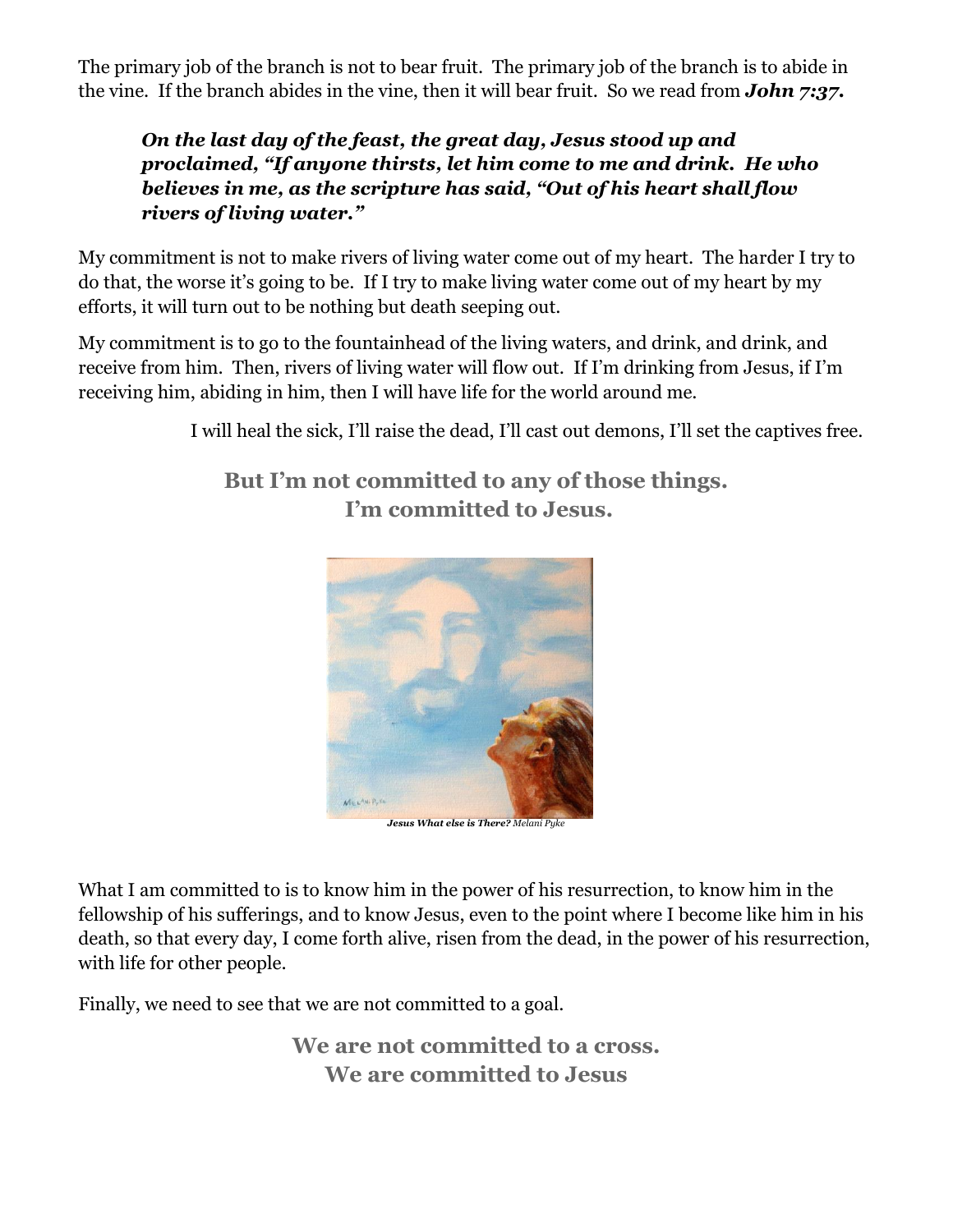The primary job of the branch is not to bear fruit. The primary job of the branch is to abide in the vine. If the branch abides in the vine, then it will bear fruit. So we read from ***John 7:37.***

> ***On the last day of the feast, the great day, Jesus stood up and proclaimed, "If anyone thirsts, let him come to me and drink. He who believes in me, as the scripture has said, "Out of his heart shall flow rivers of living water."***

My commitment is not to make rivers of living water come out of my heart. The harder I try to do that, the worse it's going to be. If I try to make living water come out of my heart by my efforts, it will turn out to be nothing but death seeping out.

My commitment is to go to the fountainhead of the living waters, and drink, and drink, and receive from him. Then, rivers of living water will flow out. If I'm drinking from Jesus, if I'm receiving him, abiding in him, then I will have life for the world around me.

I will heal the sick, I'll raise the dead, I'll cast out demons, I'll set the captives free.

**But I'm not committed to any of those things.**
**I'm committed to Jesus.**

***Jesus What else is There?*** *Melani Pyke*

What I am committed to is to know him in the power of his resurrection, to know him in the fellowship of his sufferings, and to know Jesus, even to the point where I become like him in his death, so that every day, I come forth alive, risen from the dead, in the power of his resurrection, with life for other people.

Finally, we need to see that we are not committed to a goal.

**We are not committed to a cross.**
**We are committed to Jesus**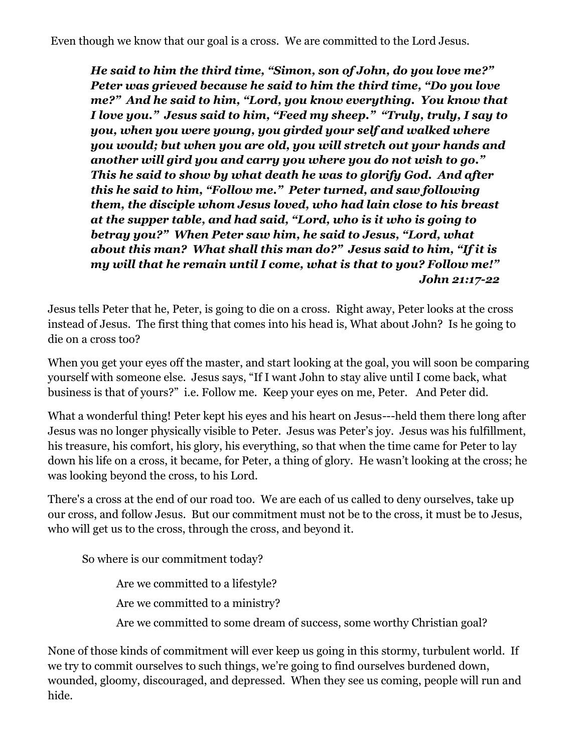Even though we know that our goal is a cross. We are committed to the Lord Jesus.

> ***He said to him the third time, "Simon, son of John, do you love me?" Peter was grieved because he said to him the third time, "Do you love me?" And he said to him, "Lord, you know everything. You know that I love you." Jesus said to him, "Feed my sheep." "Truly, truly, I say to you, when you were young, you girded your self and walked where you would; but when you are old, you will stretch out your hands and another will gird you and carry you where you do not wish to go." This he said to show by what death he was to glorify God. And after this he said to him, "Follow me." Peter turned, and saw following them, the disciple whom Jesus loved, who had lain close to his breast at the supper table, and had said, "Lord, who is it who is going to betray you?" When Peter saw him, he said to Jesus, "Lord, what about this man? What shall this man do?" Jesus said to him, "If it is my will that he remain until I come, what is that to you? Follow me!"***
>
> ***John 21:17-22***

Jesus tells Peter that he, Peter, is going to die on a cross. Right away, Peter looks at the cross instead of Jesus. The first thing that comes into his head is, What about John? Is he going to die on a cross too?

When you get your eyes off the master, and start looking at the goal, you will soon be comparing yourself with someone else. Jesus says, "If I want John to stay alive until I come back, what business is that of yours?" i.e. Follow me. Keep your eyes on me, Peter. And Peter did.

What a wonderful thing! Peter kept his eyes and his heart on Jesus---held them there long after Jesus was no longer physically visible to Peter. Jesus was Peter's joy. Jesus was his fulfillment, his treasure, his comfort, his glory, his everything, so that when the time came for Peter to lay down his life on a cross, it became, for Peter, a thing of glory. He wasn't looking at the cross; he was looking beyond the cross, to his Lord.

There's a cross at the end of our road too. We are each of us called to deny ourselves, take up our cross, and follow Jesus. But our commitment must not be to the cross, it must be to Jesus, who will get us to the cross, through the cross, and beyond it.

So where is our commitment today?

Are we committed to a lifestyle?

Are we committed to a ministry?

Are we committed to some dream of success, some worthy Christian goal?

None of those kinds of commitment will ever keep us going in this stormy, turbulent world. If we try to commit ourselves to such things, we're going to find ourselves burdened down, wounded, gloomy, discouraged, and depressed. When they see us coming, people will run and hide.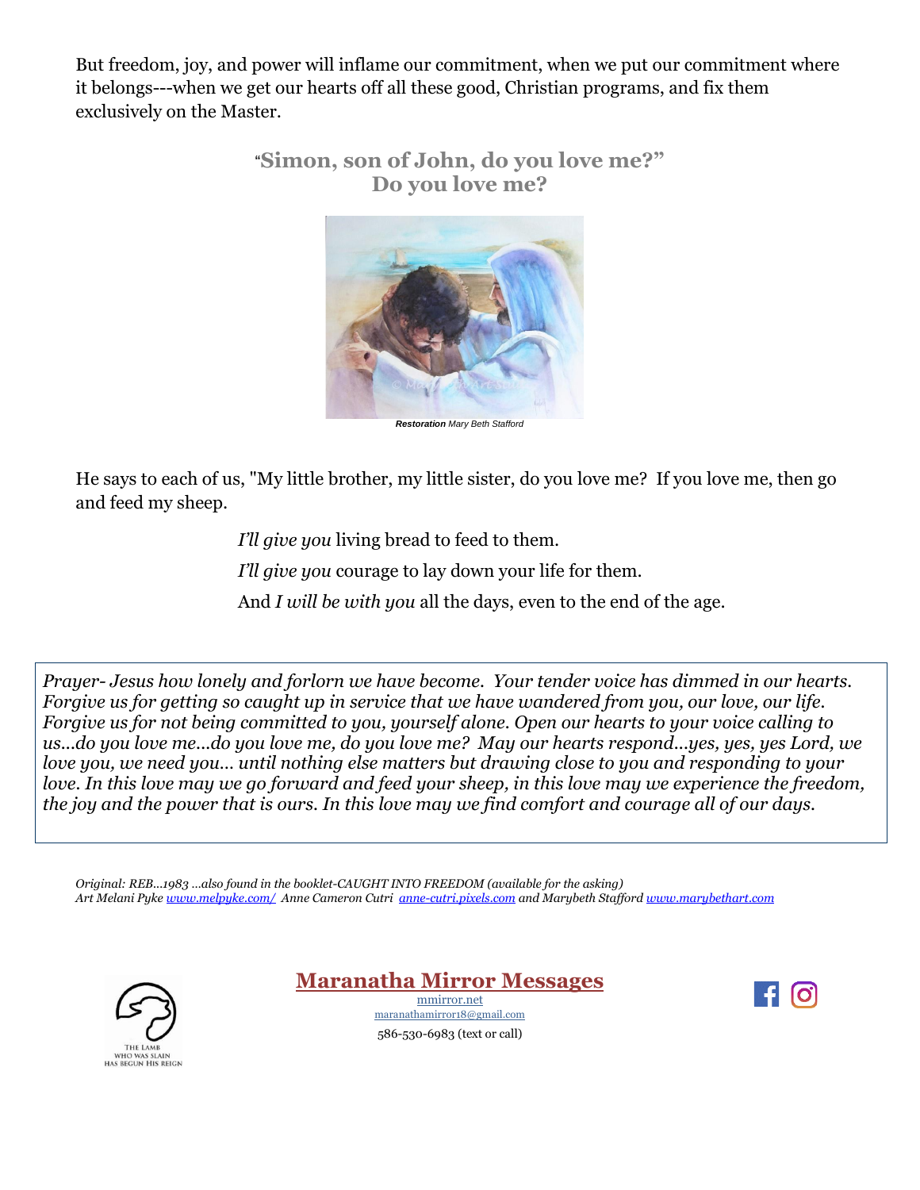But freedom, joy, and power will inflame our commitment, when we put our commitment where it belongs---when we get our hearts off all these good, Christian programs, and fix them exclusively on the Master.

**"Simon, son of John, do you love me?"**
**Do you love me?**

***Restoration*** *Mary Beth Stafford*

He says to each of us, "My little brother, my little sister, do you love me? If you love me, then go and feed my sheep.

*I'll give you* living bread to feed to them.

*I'll give you* courage to lay down your life for them.

And *I will be with you* all the days, even to the end of the age.

*Prayer- Jesus how lonely and forlorn we have become. Your tender voice has dimmed in our hearts. Forgive us for getting so caught up in service that we have wandered from you, our love, our life. Forgive us for not being committed to you, yourself alone. Open our hearts to your voice calling to us...do you love me...do you love me, do you love me? May our hearts respond...yes, yes, yes Lord, we love you, we need you... until nothing else matters but drawing close to you and responding to your love. In this love may we go forward and feed your sheep, in this love may we experience the freedom, the joy and the power that is ours. In this love may we find comfort and courage all of our days.*

*Original: REB...1983 ...also found in the booklet-CAUGHT INTO FREEDOM (available for the asking)*
*Art Melani Pyke [www.melpyke.com/](www.melpyke.com/) Anne Cameron Cutri [anne-cutri.pixels.com](anne-cutri.pixels.com) and Marybeth Stafford [www.marybethart.com](www.marybethart.com)*

THE LAMB WHO WAS SLAIN HAS BEGUN HIS REIGN

**Maranatha Mirror Messages**
mmirror.net
maranathamirror18@gmail.com
586-530-6983 (text or call)